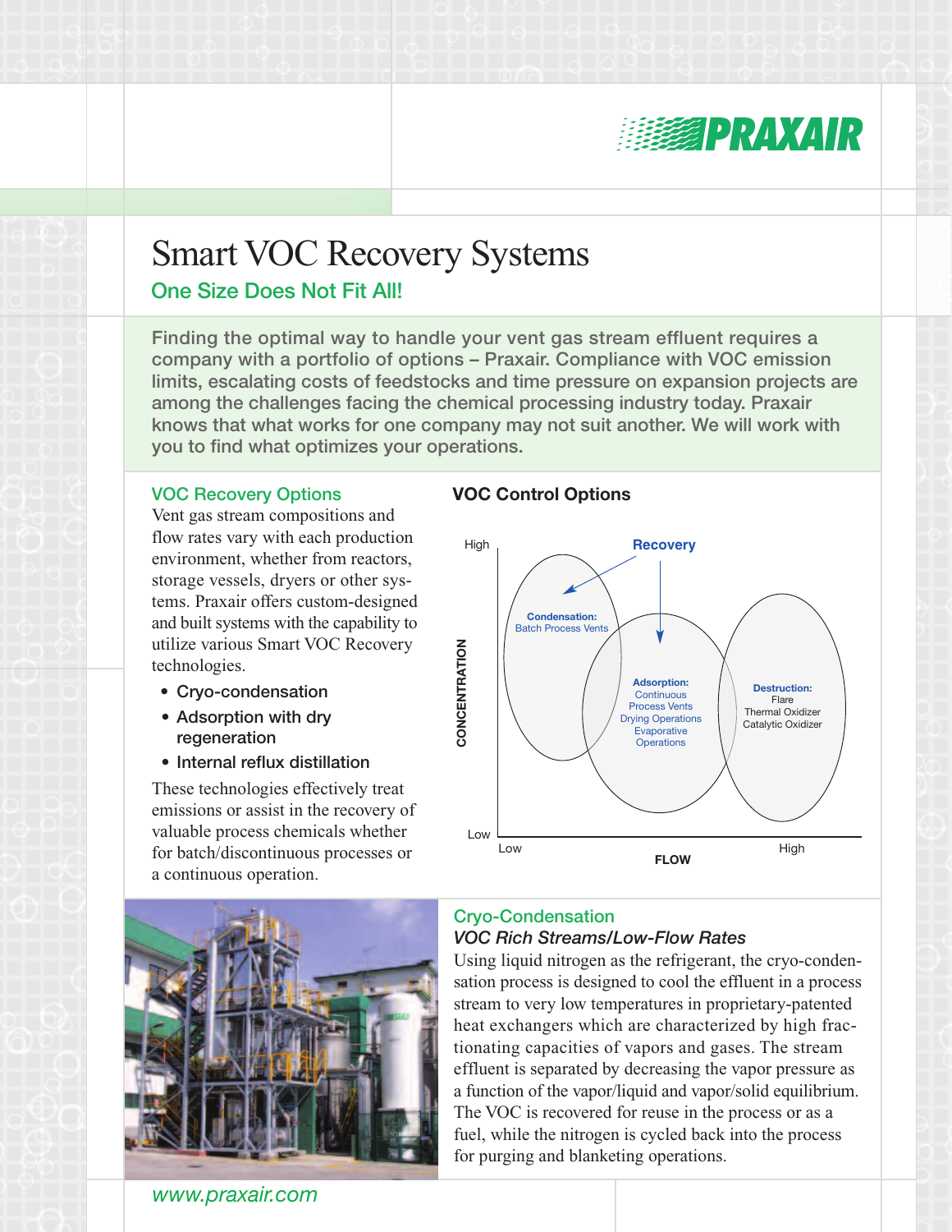PRAXAIR

# Smart VOC Recovery Systems

## One Size Does Not Fit All!

Finding the optimal way to handle your vent gas stream effluent requires a company with a portfolio of options – Praxair. Compliance with VOC emission limits, escalating costs of feedstocks and time pressure on expansion projects are among the challenges facing the chemical processing industry today. Praxair knows that what works for one company may not suit another. We will work with you to find what optimizes your operations.

### VOC Recovery Options

Vent gas stream compositions and flow rates vary with each production environment, whether from reactors, storage vessels, dryers or other systems. Praxair offers custom-designed and built systems with the capability to utilize various Smart VOC Recovery technologies.

- Cryo-condensation
- Adsorption with dry regeneration
- Internal reflux distillation

These technologies effectively treat emissions or assist in the recovery of valuable process chemicals whether for batch/discontinuous processes or a continuous operation.

### VOC Control Options

Recovery

**Condensation:** Batch Process Vents

**Adsorption:** Continuous Process Vents, Drying Operations, Evaporative Operations

**Destruction:** Flare, Thermal Oxidizer, Catalytic Oxidizer

CONCENTRATION (Low – High) / FLOW (Low – High)

### Cryo-Condensation

*VOC Rich Streams/Low-Flow Rates*

Using liquid nitrogen as the refrigerant, the cryo-condensation process is designed to cool the effluent in a process stream to very low temperatures in proprietary-patented heat exchangers which are characterized by high fractionating capacities of vapors and gases. The stream effluent is separated by decreasing the vapor pressure as a function of the vapor/liquid and vapor/solid equilibrium. The VOC is recovered for reuse in the process or as a fuel, while the nitrogen is cycled back into the process for purging and blanketing operations.

*www.praxair.com*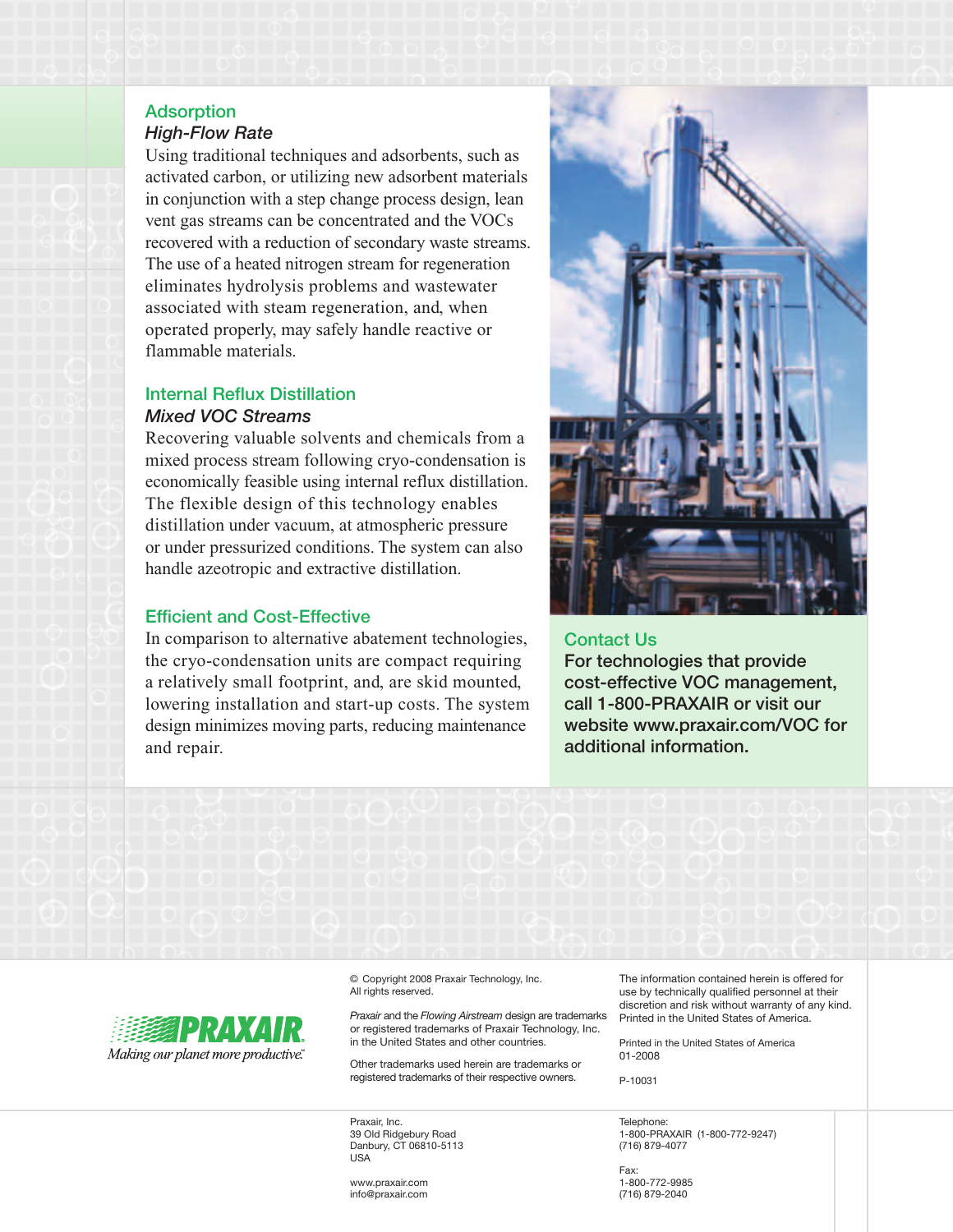## Adsorption

### *High-Flow Rate*

Using traditional techniques and adsorbents, such as activated carbon, or utilizing new adsorbent materials in conjunction with a step change process design, lean vent gas streams can be concentrated and the VOCs recovered with a reduction of secondary waste streams. The use of a heated nitrogen stream for regeneration eliminates hydrolysis problems and wastewater associated with steam regeneration, and, when operated properly, may safely handle reactive or flammable materials.

## Internal Reflux Distillation

### *Mixed VOC Streams*

Recovering valuable solvents and chemicals from a mixed process stream following cryo-condensation is economically feasible using internal reflux distillation. The flexible design of this technology enables distillation under vacuum, at atmospheric pressure or under pressurized conditions. The system can also handle azeotropic and extractive distillation.

## Efficient and Cost-Effective

In comparison to alternative abatement technologies, the cryo-condensation units are compact requiring a relatively small footprint, and, are skid mounted, lowering installation and start-up costs. The system design minimizes moving parts, reducing maintenance and repair.

## Contact Us

**For technologies that provide cost-effective VOC management, call 1-800-PRAXAIR or visit our website www.praxair.com/VOC for additional information.**

PRAXAIR

*Making our planet more productive.*℠

© Copyright 2008 Praxair Technology, Inc.
All rights reserved.

*Praxair* and the *Flowing Airstream* design are trademarks or registered trademarks of Praxair Technology, Inc. in the United States and other countries.

Other trademarks used herein are trademarks or registered trademarks of their respective owners.

The information contained herein is offered for use by technically qualified personnel at their discretion and risk without warranty of any kind. Printed in the United States of America.

Printed in the United States of America
01-2008

P-10031

Praxair, Inc.
39 Old Ridgebury Road
Danbury, CT 06810-5113
USA

www.praxair.com
info@praxair.com

Telephone:
1-800-PRAXAIR (1-800-772-9247)
(716) 879-4077

Fax:
1-800-772-9985
(716) 879-2040